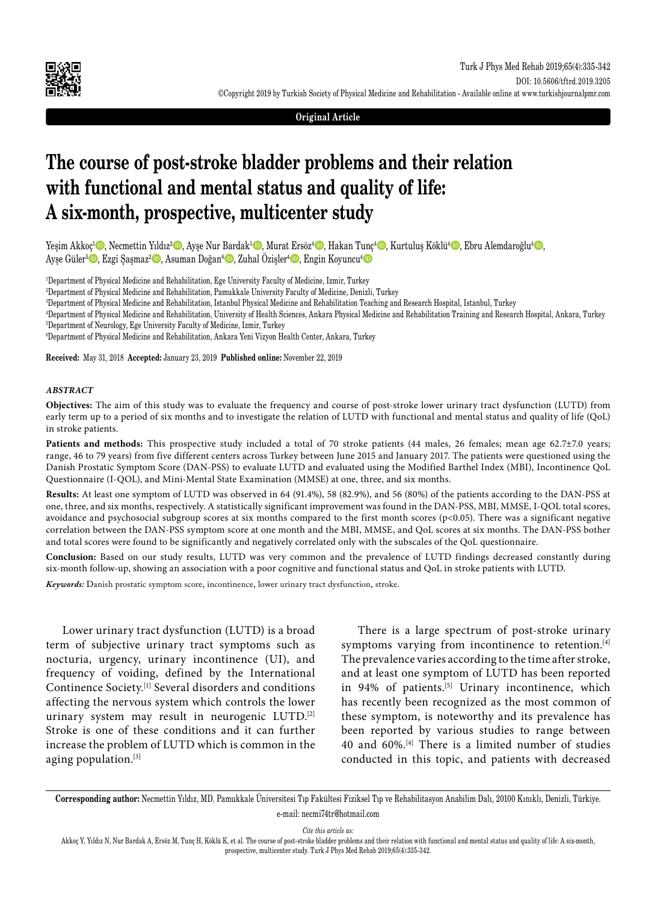Original Article

# The course of post-stroke bladder problems and their relation with functional and mental status and quality of life: A six-month, prospective, multicenter study

Yeşim Akkoç[1], Necmettin Yıldız[2], Ayşe Nur Bardak[3], Murat Ersöz[4], Hakan Tunç[4], Kurtuluş Köklü[4], Ebru Alemdaroğlu[4], Ayşe Güler[5], Ezgi Şaşmaz[2], Asuman Doğan[6], Zuhal Özişler[4], Engin Koyuncu[4]

[1]Department of Physical Medicine and Rehabilitation, Ege University Faculty of Medicine, Izmir, Turkey
[2]Department of Physical Medicine and Rehabilitation, Pamukkale University Faculty of Medicine, Denizli, Turkey
[3]Department of Physical Medicine and Rehabilitation, Istanbul Physical Medicine and Rehabilitation Teaching and Research Hospital, Istanbul, Turkey
[4]Department of Physical Medicine and Rehabilitation, University of Health Sciences, Ankara Physical Medicine and Rehabilitation Training and Research Hospital, Ankara, Turkey
[5]Department of Neurology, Ege University Faculty of Medicine, Izmir, Turkey
[6]Department of Physical Medicine and Rehabilitation, Ankara Yeni Vizyon Health Center, Ankara, Turkey

**Received:** May 31, 2018 **Accepted:** January 23, 2019 **Published online:** November 22, 2019

### *ABSTRACT*

**Objectives:** The aim of this study was to evaluate the frequency and course of post-stroke lower urinary tract dysfunction (LUTD) from early term up to a period of six months and to investigate the relation of LUTD with functional and mental status and quality of life (QoL) in stroke patients.

**Patients and methods:** This prospective study included a total of 70 stroke patients (44 males, 26 females; mean age 62.7±7.0 years; range, 46 to 79 years) from five different centers across Turkey between June 2015 and January 2017. The patients were questioned using the Danish Prostatic Symptom Score (DAN-PSS) to evaluate LUTD and evaluated using the Modified Barthel Index (MBI), Incontinence QoL Questionnaire (I-QOL), and Mini-Mental State Examination (MMSE) at one, three, and six months.

**Results:** At least one symptom of LUTD was observed in 64 (91.4%), 58 (82.9%), and 56 (80%) of the patients according to the DAN-PSS at one, three, and six months, respectively. A statistically significant improvement was found in the DAN-PSS, MBI, MMSE, I-QOL total scores, avoidance and psychosocial subgroup scores at six months compared to the first month scores ($p<0.05$). There was a significant negative correlation between the DAN-PSS symptom score at one month and the MBI, MMSE, and QoL scores at six months. The DAN-PSS bother and total scores were found to be significantly and negatively correlated only with the subscales of the QoL questionnaire.

**Conclusion:** Based on our study results, LUTD was very common and the prevalence of LUTD findings decreased constantly during six-month follow-up, showing an association with a poor cognitive and functional status and QoL in stroke patients with LUTD.

***Keywords:*** Danish prostatic symptom score, incontinence, lower urinary tract dysfunction, stroke.

Lower urinary tract dysfunction (LUTD) is a broad term of subjective urinary tract symptoms such as nocturia, urgency, urinary incontinence (UI), and frequency of voiding, defined by the International Continence Society.[1] Several disorders and conditions affecting the nervous system which controls the lower urinary system may result in neurogenic LUTD.[2] Stroke is one of these conditions and it can further increase the problem of LUTD which is common in the aging population.[3]

There is a large spectrum of post-stroke urinary symptoms varying from incontinence to retention.[4] The prevalence varies according to the time after stroke, and at least one symptom of LUTD has been reported in 94% of patients.[5] Urinary incontinence, which has recently been recognized as the most common of these symptom, is noteworthy and its prevalence has been reported by various studies to range between 40 and 60%.[4] There is a limited number of studies conducted in this topic, and patients with decreased

**Corresponding author:** Necmettin Yıldız, MD. Pamukkale Üniversitesi Tıp Fakültesi Fiziksel Tıp ve Rehabilitasyon Anabilim Dalı, 20100 Kınıklı, Denizli, Türkiye.
e-mail: necmi74tr@hotmail.com

*Cite this article as:*
Akkoç Y, Yıldız N, Nur Bardak A, Ersöz M, Tunç H, Köklü K, et al. The course of post-stroke bladder problems and their relation with functional and mental status and quality of life: A six-month, prospective, multicenter study. Turk J Phys Med Rehab 2019;65(4):335-342.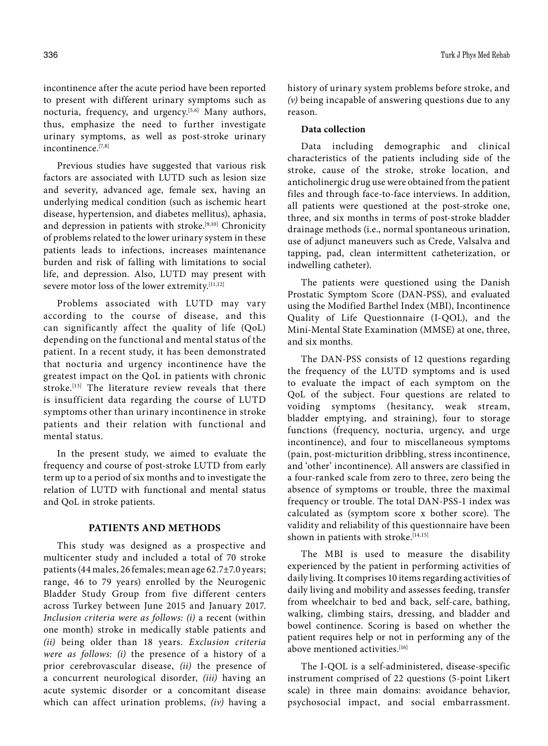incontinence after the acute period have been reported to present with different urinary symptoms such as nocturia, frequency, and urgency.[5,6] Many authors, thus, emphasize the need to further investigate urinary symptoms, as well as post-stroke urinary incontinence.[7,8]

Previous studies have suggested that various risk factors are associated with LUTD such as lesion size and severity, advanced age, female sex, having an underlying medical condition (such as ischemic heart disease, hypertension, and diabetes mellitus), aphasia, and depression in patients with stroke.[9,10] Chronicity of problems related to the lower urinary system in these patients leads to infections, increases maintenance burden and risk of falling with limitations to social life, and depression. Also, LUTD may present with severe motor loss of the lower extremity.[11,12]

Problems associated with LUTD may vary according to the course of disease, and this can significantly affect the quality of life (QoL) depending on the functional and mental status of the patient. In a recent study, it has been demonstrated that nocturia and urgency incontinence have the greatest impact on the QoL in patients with chronic stroke.[13] The literature review reveals that there is insufficient data regarding the course of LUTD symptoms other than urinary incontinence in stroke patients and their relation with functional and mental status.

In the present study, we aimed to evaluate the frequency and course of post-stroke LUTD from early term up to a period of six months and to investigate the relation of LUTD with functional and mental status and QoL in stroke patients.

## PATIENTS AND METHODS

This study was designed as a prospective and multicenter study and included a total of 70 stroke patients (44 males, 26 females; mean age 62.7±7.0 years; range, 46 to 79 years) enrolled by the Neurogenic Bladder Study Group from five different centers across Turkey between June 2015 and January 2017. *Inclusion criteria were as follows: (i)* a recent (within one month) stroke in medically stable patients and *(ii)* being older than 18 years. *Exclusion criteria were as follows: (i)* the presence of a history of a prior cerebrovascular disease, *(ii)* the presence of a concurrent neurological disorder, *(iii)* having an acute systemic disorder or a concomitant disease which can affect urination problems, *(iv)* having a history of urinary system problems before stroke, and *(v)* being incapable of answering questions due to any reason.

### Data collection

Data including demographic and clinical characteristics of the patients including side of the stroke, cause of the stroke, stroke location, and anticholinergic drug use were obtained from the patient files and through face-to-face interviews. In addition, all patients were questioned at the post-stroke one, three, and six months in terms of post-stroke bladder drainage methods (i.e., normal spontaneous urination, use of adjunct maneuvers such as Crede, Valsalva and tapping, pad, clean intermittent catheterization, or indwelling catheter).

The patients were questioned using the Danish Prostatic Symptom Score (DAN-PSS), and evaluated using the Modified Barthel Index (MBI), Incontinence Quality of Life Questionnaire (I-QOL), and the Mini-Mental State Examination (MMSE) at one, three, and six months.

The DAN-PSS consists of 12 questions regarding the frequency of the LUTD symptoms and is used to evaluate the impact of each symptom on the QoL of the subject. Four questions are related to voiding symptoms (hesitancy, weak stream, bladder emptying, and straining), four to storage functions (frequency, nocturia, urgency, and urge incontinence), and four to miscellaneous symptoms (pain, post-micturition dribbling, stress incontinence, and 'other' incontinence). All answers are classified in a four-ranked scale from zero to three, zero being the absence of symptoms or trouble, three the maximal frequency or trouble. The total DAN-PSS-1 index was calculated as (symptom score x bother score). The validity and reliability of this questionnaire have been shown in patients with stroke.[14,15]

The MBI is used to measure the disability experienced by the patient in performing activities of daily living. It comprises 10 items regarding activities of daily living and mobility and assesses feeding, transfer from wheelchair to bed and back, self-care, bathing, walking, climbing stairs, dressing, and bladder and bowel continence. Scoring is based on whether the patient requires help or not in performing any of the above mentioned activities.[16]

The I-QOL is a self-administered, disease-specific instrument comprised of 22 questions (5-point Likert scale) in three main domains: avoidance behavior, psychosocial impact, and social embarrassment.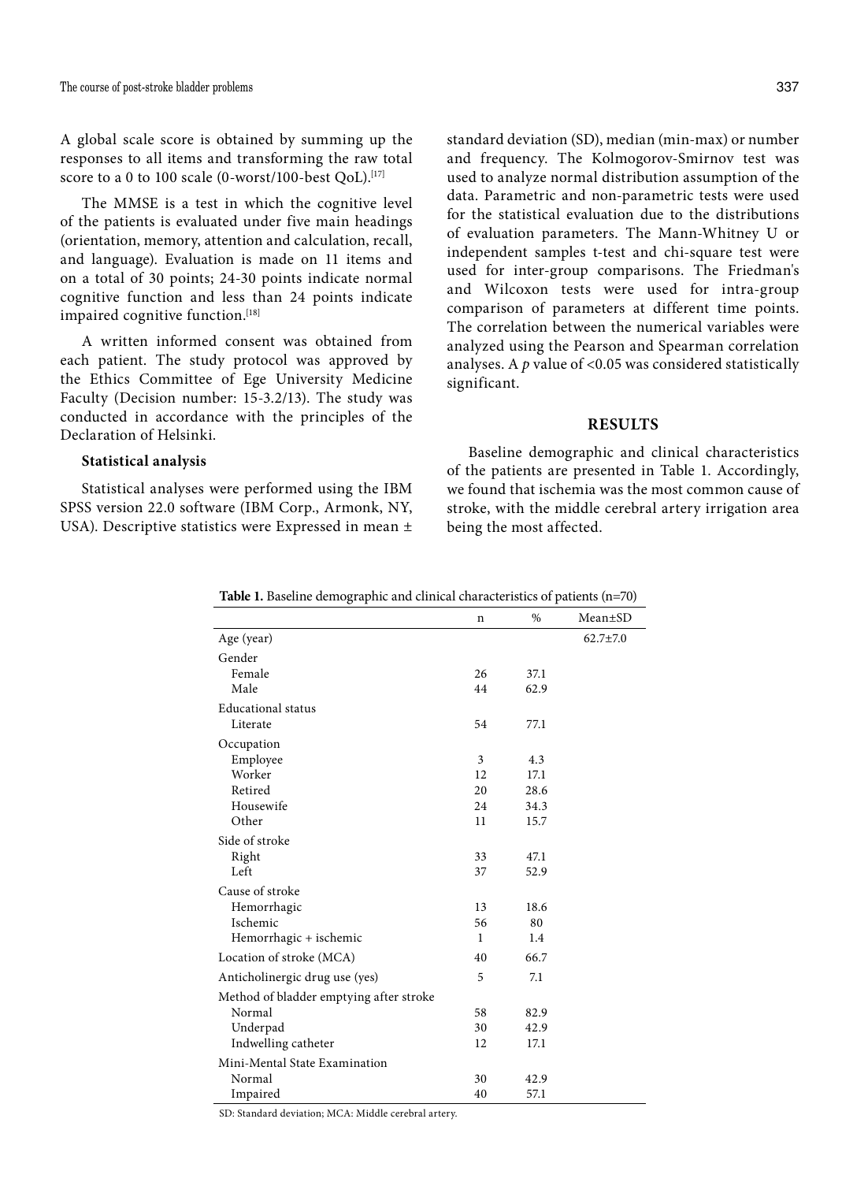A global scale score is obtained by summing up the responses to all items and transforming the raw total score to a 0 to 100 scale (0-worst/100-best QoL).[17]

The MMSE is a test in which the cognitive level of the patients is evaluated under five main headings (orientation, memory, attention and calculation, recall, and language). Evaluation is made on 11 items and on a total of 30 points; 24-30 points indicate normal cognitive function and less than 24 points indicate impaired cognitive function.[18]

A written informed consent was obtained from each patient. The study protocol was approved by the Ethics Committee of Ege University Medicine Faculty (Decision number: 15-3.2/13). The study was conducted in accordance with the principles of the Declaration of Helsinki.

**Statistical analysis**

Statistical analyses were performed using the IBM SPSS version 22.0 software (IBM Corp., Armonk, NY, USA). Descriptive statistics were Expressed in mean ± standard deviation (SD), median (min-max) or number and frequency. The Kolmogorov-Smirnov test was used to analyze normal distribution assumption of the data. Parametric and non-parametric tests were used for the statistical evaluation due to the distributions of evaluation parameters. The Mann-Whitney U or independent samples t-test and chi-square test were used for inter-group comparisons. The Friedman's and Wilcoxon tests were used for intra-group comparison of parameters at different time points. The correlation between the numerical variables were analyzed using the Pearson and Spearman correlation analyses. A $p$ value of <0.05 was considered statistically significant.

## RESULTS

Baseline demographic and clinical characteristics of the patients are presented in Table 1. Accordingly, we found that ischemia was the most common cause of stroke, with the middle cerebral artery irrigation area being the most affected.

**Table 1.** Baseline demographic and clinical characteristics of patients (n=70)

| | n | % | Mean±SD |
|---|---|---|---|
| Age (year) | | | 62.7±7.0 |
| Gender | | | |
| Female | 26 | 37.1 | |
| Male | 44 | 62.9 | |
| Educational status | | | |
| Literate | 54 | 77.1 | |
| Occupation | | | |
| Employee | 3 | 4.3 | |
| Worker | 12 | 17.1 | |
| Retired | 20 | 28.6 | |
| Housewife | 24 | 34.3 | |
| Other | 11 | 15.7 | |
| Side of stroke | | | |
| Right | 33 | 47.1 | |
| Left | 37 | 52.9 | |
| Cause of stroke | | | |
| Hemorrhagic | 13 | 18.6 | |
| Ischemic | 56 | 80 | |
| Hemorrhagic + ischemic | 1 | 1.4 | |
| Location of stroke (MCA) | 40 | 66.7 | |
| Anticholinergic drug use (yes) | 5 | 7.1 | |
| Method of bladder emptying after stroke | | | |
| Normal | 58 | 82.9 | |
| Underpad | 30 | 42.9 | |
| Indwelling catheter | 12 | 17.1 | |
| Mini-Mental State Examination | | | |
| Normal | 30 | 42.9 | |
| Impaired | 40 | 57.1 | |

SD: Standard deviation; MCA: Middle cerebral artery.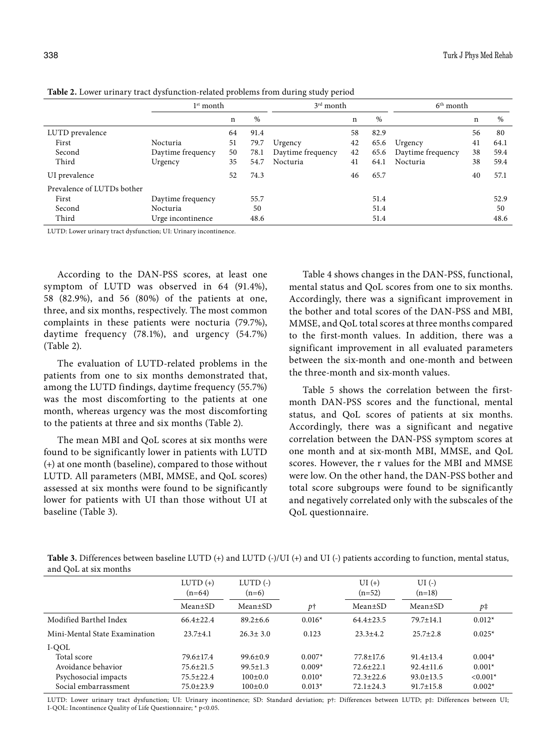**Table 2.** Lower urinary tract dysfunction-related problems from during study period

| | 1st month | | | 3rd month | | | 6th month | | |
|---|---|---|---|---|---|---|---|---|---|
| | | n | % | | n | % | | n | % |
| LUTD prevalence | | 64 | 91.4 | | 58 | 82.9 | | 56 | 80 |
| First | Nocturia | 51 | 79.7 | Urgency | 42 | 65.6 | Urgency | 41 | 64.1 |
| Second | Daytime frequency | 50 | 78.1 | Daytime frequency | 42 | 65.6 | Daytime frequency | 38 | 59.4 |
| Third | Urgency | 35 | 54.7 | Nocturia | 41 | 64.1 | Nocturia | 38 | 59.4 |
| UI prevalence | | 52 | 74.3 | | 46 | 65.7 | | 40 | 57.1 |
| Prevalence of LUTDs bother | | | | | | | | | |
| First | Daytime frequency | | 55.7 | | | 51.4 | | | 52.9 |
| Second | Nocturia | | 50 | | | 51.4 | | | 50 |
| Third | Urge incontinence | | 48.6 | | | 51.4 | | | 48.6 |

LUTD: Lower urinary tract dysfunction; UI: Urinary incontinence.

According to the DAN-PSS scores, at least one symptom of LUTD was observed in 64 (91.4%), 58 (82.9%), and 56 (80%) of the patients at one, three, and six months, respectively. The most common complaints in these patients were nocturia (79.7%), daytime frequency (78.1%), and urgency (54.7%) (Table 2).

The evaluation of LUTD-related problems in the patients from one to six months demonstrated that, among the LUTD findings, daytime frequency (55.7%) was the most discomforting to the patients at one month, whereas urgency was the most discomforting to the patients at three and six months (Table 2).

The mean MBI and QoL scores at six months were found to be significantly lower in patients with LUTD (+) at one month (baseline), compared to those without LUTD. All parameters (MBI, MMSE, and QoL scores) assessed at six months were found to be significantly lower for patients with UI than those without UI at baseline (Table 3).

Table 4 shows changes in the DAN-PSS, functional, mental status and QoL scores from one to six months. Accordingly, there was a significant improvement in the bother and total scores of the DAN-PSS and MBI, MMSE, and QoL total scores at three months compared to the first-month values. In addition, there was a significant improvement in all evaluated parameters between the six-month and one-month and between the three-month and six-month values.

Table 5 shows the correlation between the first-month DAN-PSS scores and the functional, mental status, and QoL scores of patients at six months. Accordingly, there was a significant and negative correlation between the DAN-PSS symptom scores at one month and at six-month MBI, MMSE, and QoL scores. However, the r values for the MBI and MMSE were low. On the other hand, the DAN-PSS bother and total score subgroups were found to be significantly and negatively correlated only with the subscales of the QoL questionnaire.

**Table 3.** Differences between baseline LUTD (+) and LUTD (-)/UI (+) and UI (-) patients according to function, mental status, and QoL at six months

| | LUTD (+) (n=64) | LUTD (-) (n=6) | | UI (+) (n=52) | UI (-) (n=18) | |
|---|---|---|---|---|---|---|
| | Mean±SD | Mean±SD | *p*† | Mean±SD | Mean±SD | *p*‡ |
| Modified Barthel Index | 66.4±22.4 | 89.2±6.6 | 0.016* | 64.4±23.5 | 79.7±14.1 | 0.012* |
| Mini-Mental State Examination | 23.7±4.1 | 26.3± 3.0 | 0.123 | 23.3±4.2 | 25.7±2.8 | 0.025* |
| I-QOL | | | | | | |
| Total score | 79.6±17.4 | 99.6±0.9 | 0.007* | 77.8±17.6 | 91.4±13.4 | 0.004* |
| Avoidance behavior | 75.6±21.5 | 99.5±1.3 | 0.009* | 72.6±22.1 | 92.4±11.6 | 0.001* |
| Psychosocial impacts | 75.5±22.4 | 100±0.0 | 0.010* | 72.3±22.6 | 93.0±13.5 | <0.001* |
| Social embarrassment | 75.0±23.9 | 100±0.0 | 0.013* | 72.1±24.3 | 91.7±15.8 | 0.002* |

LUTD: Lower urinary tract dysfunction; UI: Urinary incontinence; SD: Standard deviation; p†: Differences between LUTD; p‡: Differences between UI; I-QOL: Incontinence Quality of Life Questionnaire; * p<0.05.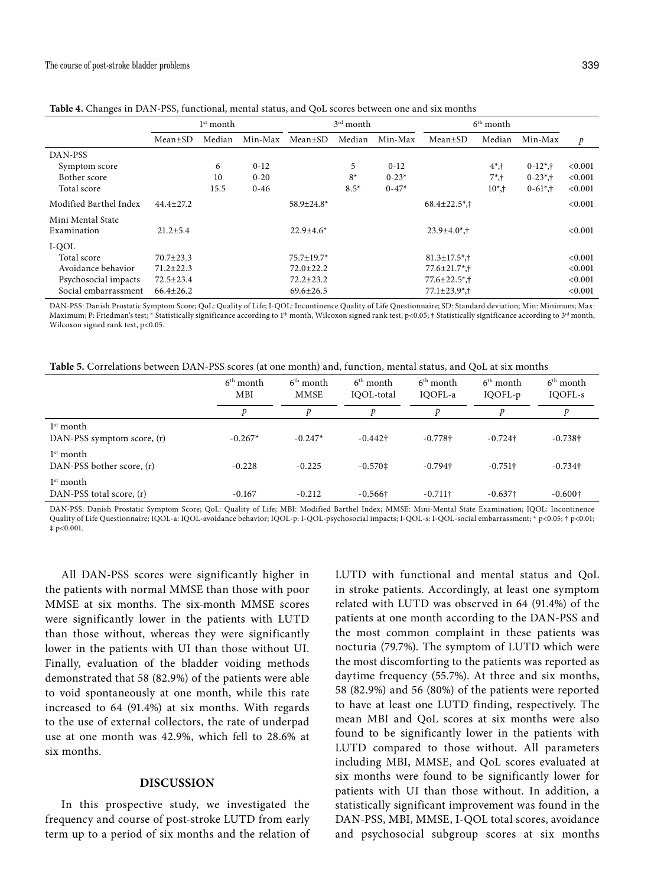**Table 4.** Changes in DAN-PSS, functional, mental status, and QoL scores between one and six months

| | 1st month | | | 3rd month | | | 6th month | | | |
|---|---|---|---|---|---|---|---|---|---|---|
| | Mean±SD | Median | Min-Max | Mean±SD | Median | Min-Max | Mean±SD | Median | Min-Max | *p* |
| DAN-PSS | | | | | | | | | | |
| Symptom score | | 6 | 0-12 | | 5 | 0-12 | | 4*,† | 0-12*,† | <0.001 |
| Bother score | | 10 | 0-20 | | 8* | 0-23* | | 7*,† | 0-23*,† | <0.001 |
| Total score | | 15.5 | 0-46 | | 8.5* | 0-47* | | 10*,† | 0-61*,† | <0.001 |
| Modified Barthel Index | 44.4±27.2 | | | 58.9±24.8* | | | 68.4±22.5*,† | | | <0.001 |
| Mini Mental State Examination | 21.2±5.4 | | | 22.9±4.6* | | | 23.9±4.0*,† | | | <0.001 |
| I-QOL | | | | | | | | | | |
| Total score | 70.7±23.3 | | | 75.7±19.7* | | | 81.3±17.5*,† | | | <0.001 |
| Avoidance behavior | 71.2±22.3 | | | 72.0±22.2 | | | 77.6±21.7*,† | | | <0.001 |
| Psychosocial impacts | 72.5±23.4 | | | 72.2±23.2 | | | 77.6±22.5*,† | | | <0.001 |
| Social embarrassment | 66.4±26.2 | | | 69.6±26.5 | | | 77.1±23.9*,† | | | <0.001 |

DAN-PSS: Danish Prostatic Symptom Score; QoL: Quality of Life; I-QOL: Incontinence Quality of Life Questionnaire; SD: Standard deviation; Min: Minimum; Max: Maximum; P: Friedman's test; * Statistically significance according to 1th month, Wilcoxon signed rank test, p<0.05; † Statistically significance according to 3rd month, Wilcoxon signed rank test, p<0.05.

**Table 5.** Correlations between DAN-PSS scores (at one month) and, function, mental status, and QoL at six months

| | 6th month MBI | 6th month MMSE | 6th month IQOL-total | 6th month IQOFL-a | 6th month IQOFL-p | 6th month IQOFL-s |
|---|---|---|---|---|---|---|
| | *p* | *p* | *p* | *p* | *p* | *p* |
| 1st month DAN-PSS symptom score, (r) | -0.267* | -0.247* | -0.442† | -0.778† | -0.724† | -0.738† |
| 1st month DAN-PSS bother score, (r) | -0.228 | -0.225 | -0.570‡ | -0.794† | -0.751† | -0.734† |
| 1st month DAN-PSS total score, (r) | -0.167 | -0.212 | -0.566† | -0.711† | -0.637† | -0.600† |

DAN-PSS: Danish Prostatic Symptom Score; QoL: Quality of Life; MBI: Modified Barthel Index; MMSE: Mini-Mental State Examination; IQOL: Incontinence Quality of Life Questionnaire; IQOL-a: IQOL-avoidance behavior; IQOL-p: I-QOL-psychosocial impacts; I-QOL-s: I-QOL-social embarrassment; * p<0.05; † p<0.01; ‡ p<0.001.

All DAN-PSS scores were significantly higher in the patients with normal MMSE than those with poor MMSE at six months. The six-month MMSE scores were significantly lower in the patients with LUTD than those without, whereas they were significantly lower in the patients with UI than those without UI. Finally, evaluation of the bladder voiding methods demonstrated that 58 (82.9%) of the patients were able to void spontaneously at one month, while this rate increased to 64 (91.4%) at six months. With regards to the use of external collectors, the rate of underpad use at one month was 42.9%, which fell to 28.6% at six months.

## DISCUSSION

In this prospective study, we investigated the frequency and course of post-stroke LUTD from early term up to a period of six months and the relation of LUTD with functional and mental status and QoL in stroke patients. Accordingly, at least one symptom related with LUTD was observed in 64 (91.4%) of the patients at one month according to the DAN-PSS and the most common complaint in these patients was nocturia (79.7%). The symptom of LUTD which were the most discomforting to the patients was reported as daytime frequency (55.7%). At three and six months, 58 (82.9%) and 56 (80%) of the patients were reported to have at least one LUTD finding, respectively. The mean MBI and QoL scores at six months were also found to be significantly lower in the patients with LUTD compared to those without. All parameters including MBI, MMSE, and QoL scores evaluated at six months were found to be significantly lower for patients with UI than those without. In addition, a statistically significant improvement was found in the DAN-PSS, MBI, MMSE, I-QOL total scores, avoidance and psychosocial subgroup scores at six months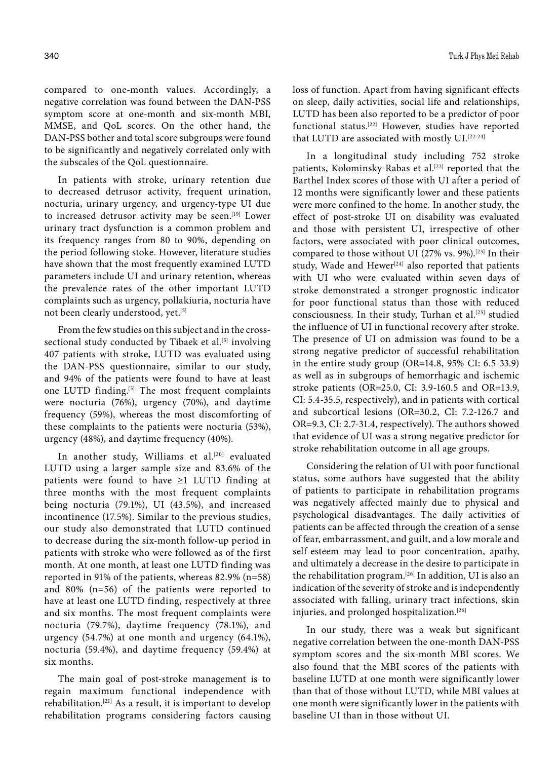compared to one-month values. Accordingly, a negative correlation was found between the DAN-PSS symptom score at one-month and six-month MBI, MMSE, and QoL scores. On the other hand, the DAN-PSS bother and total score subgroups were found to be significantly and negatively correlated only with the subscales of the QoL questionnaire.

In patients with stroke, urinary retention due to decreased detrusor activity, frequent urination, nocturia, urinary urgency, and urgency-type UI due to increased detrusor activity may be seen.[19] Lower urinary tract dysfunction is a common problem and its frequency ranges from 80 to 90%, depending on the period following stoke. However, literature studies have shown that the most frequently examined LUTD parameters include UI and urinary retention, whereas the prevalence rates of the other important LUTD complaints such as urgency, pollakiuria, nocturia have not been clearly understood, yet.[5]

From the few studies on this subject and in the cross-sectional study conducted by Tibaek et al.[5] involving 407 patients with stroke, LUTD was evaluated using the DAN-PSS questionnaire, similar to our study, and 94% of the patients were found to have at least one LUTD finding.[5] The most frequent complaints were nocturia (76%), urgency (70%), and daytime frequency (59%), whereas the most discomforting of these complaints to the patients were nocturia (53%), urgency (48%), and daytime frequency (40%).

In another study, Williams et al.[20] evaluated LUTD using a larger sample size and 83.6% of the patients were found to have ≥1 LUTD finding at three months with the most frequent complaints being nocturia (79.1%), UI (43.5%), and increased incontinence (17.5%). Similar to the previous studies, our study also demonstrated that LUTD continued to decrease during the six-month follow-up period in patients with stroke who were followed as of the first month. At one month, at least one LUTD finding was reported in 91% of the patients, whereas 82.9% (n=58) and 80% (n=56) of the patients were reported to have at least one LUTD finding, respectively at three and six months. The most frequent complaints were nocturia (79.7%), daytime frequency (78.1%), and urgency (54.7%) at one month and urgency (64.1%), nocturia (59.4%), and daytime frequency (59.4%) at six months.

The main goal of post-stroke management is to regain maximum functional independence with rehabilitation.[21] As a result, it is important to develop rehabilitation programs considering factors causing loss of function. Apart from having significant effects on sleep, daily activities, social life and relationships, LUTD has been also reported to be a predictor of poor functional status.[22] However, studies have reported that LUTD are associated with mostly UI.[22-24]

In a longitudinal study including 752 stroke patients, Kolominsky-Rabas et al.[22] reported that the Barthel Index scores of those with UI after a period of 12 months were significantly lower and these patients were more confined to the home. In another study, the effect of post-stroke UI on disability was evaluated and those with persistent UI, irrespective of other factors, were associated with poor clinical outcomes, compared to those without UI (27% vs. 9%).[23] In their study, Wade and Hewer[24] also reported that patients with UI who were evaluated within seven days of stroke demonstrated a stronger prognostic indicator for poor functional status than those with reduced consciousness. In their study, Turhan et al.[25] studied the influence of UI in functional recovery after stroke. The presence of UI on admission was found to be a strong negative predictor of successful rehabilitation in the entire study group (OR=14.8, 95% CI: 6.5-33.9) as well as in subgroups of hemorrhagic and ischemic stroke patients (OR=25.0, CI: 3.9-160.5 and OR=13.9, CI: 5.4-35.5, respectively), and in patients with cortical and subcortical lesions (OR=30.2, CI: 7.2-126.7 and OR=9.3, CI: 2.7-31.4, respectively). The authors showed that evidence of UI was a strong negative predictor for stroke rehabilitation outcome in all age groups.

Considering the relation of UI with poor functional status, some authors have suggested that the ability of patients to participate in rehabilitation programs was negatively affected mainly due to physical and psychological disadvantages. The daily activities of patients can be affected through the creation of a sense of fear, embarrassment, and guilt, and a low morale and self-esteem may lead to poor concentration, apathy, and ultimately a decrease in the desire to participate in the rehabilitation program.[26] In addition, UI is also an indication of the severity of stroke and is independently associated with falling, urinary tract infections, skin injuries, and prolonged hospitalization.[26]

In our study, there was a weak but significant negative correlation between the one-month DAN-PSS symptom scores and the six-month MBI scores. We also found that the MBI scores of the patients with baseline LUTD at one month were significantly lower than that of those without LUTD, while MBI values at one month were significantly lower in the patients with baseline UI than in those without UI.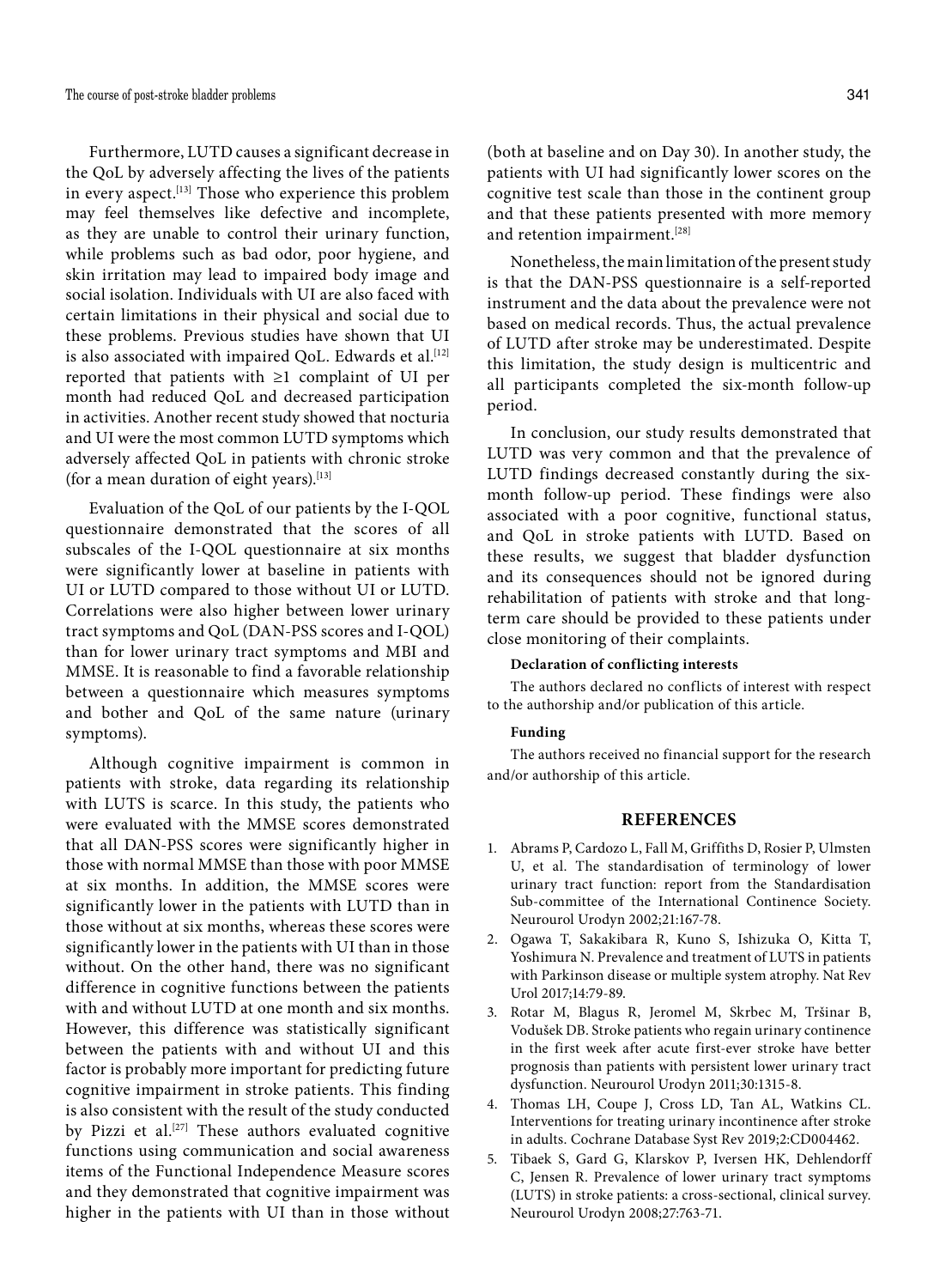Furthermore, LUTD causes a significant decrease in the QoL by adversely affecting the lives of the patients in every aspect.[13] Those who experience this problem may feel themselves like defective and incomplete, as they are unable to control their urinary function, while problems such as bad odor, poor hygiene, and skin irritation may lead to impaired body image and social isolation. Individuals with UI are also faced with certain limitations in their physical and social due to these problems. Previous studies have shown that UI is also associated with impaired QoL. Edwards et al.[12] reported that patients with ≥1 complaint of UI per month had reduced QoL and decreased participation in activities. Another recent study showed that nocturia and UI were the most common LUTD symptoms which adversely affected QoL in patients with chronic stroke (for a mean duration of eight years).[13]

Evaluation of the QoL of our patients by the I-QOL questionnaire demonstrated that the scores of all subscales of the I-QOL questionnaire at six months were significantly lower at baseline in patients with UI or LUTD compared to those without UI or LUTD. Correlations were also higher between lower urinary tract symptoms and QoL (DAN-PSS scores and I-QOL) than for lower urinary tract symptoms and MBI and MMSE. It is reasonable to find a favorable relationship between a questionnaire which measures symptoms and bother and QoL of the same nature (urinary symptoms).

Although cognitive impairment is common in patients with stroke, data regarding its relationship with LUTS is scarce. In this study, the patients who were evaluated with the MMSE scores demonstrated that all DAN-PSS scores were significantly higher in those with normal MMSE than those with poor MMSE at six months. In addition, the MMSE scores were significantly lower in the patients with LUTD than in those without at six months, whereas these scores were significantly lower in the patients with UI than in those without. On the other hand, there was no significant difference in cognitive functions between the patients with and without LUTD at one month and six months. However, this difference was statistically significant between the patients with and without UI and this factor is probably more important for predicting future cognitive impairment in stroke patients. This finding is also consistent with the result of the study conducted by Pizzi et al.[27] These authors evaluated cognitive functions using communication and social awareness items of the Functional Independence Measure scores and they demonstrated that cognitive impairment was higher in the patients with UI than in those without (both at baseline and on Day 30). In another study, the patients with UI had significantly lower scores on the cognitive test scale than those in the continent group and that these patients presented with more memory and retention impairment.[28]

Nonetheless, the main limitation of the present study is that the DAN-PSS questionnaire is a self-reported instrument and the data about the prevalence were not based on medical records. Thus, the actual prevalence of LUTD after stroke may be underestimated. Despite this limitation, the study design is multicentric and all participants completed the six-month follow-up period.

In conclusion, our study results demonstrated that LUTD was very common and that the prevalence of LUTD findings decreased constantly during the six-month follow-up period. These findings were also associated with a poor cognitive, functional status, and QoL in stroke patients with LUTD. Based on these results, we suggest that bladder dysfunction and its consequences should not be ignored during rehabilitation of patients with stroke and that long-term care should be provided to these patients under close monitoring of their complaints.

**Declaration of conflicting interests**

The authors declared no conflicts of interest with respect to the authorship and/or publication of this article.

**Funding**

The authors received no financial support for the research and/or authorship of this article.

## REFERENCES

1. Abrams P, Cardozo L, Fall M, Griffiths D, Rosier P, Ulmsten U, et al. The standardisation of terminology of lower urinary tract function: report from the Standardisation Sub-committee of the International Continence Society. Neurourol Urodyn 2002;21:167-78.
2. Ogawa T, Sakakibara R, Kuno S, Ishizuka O, Kitta T, Yoshimura N. Prevalence and treatment of LUTS in patients with Parkinson disease or multiple system atrophy. Nat Rev Urol 2017;14:79-89.
3. Rotar M, Blagus R, Jeromel M, Skrbec M, Tršinar B, Vodušek DB. Stroke patients who regain urinary continence in the first week after acute first-ever stroke have better prognosis than patients with persistent lower urinary tract dysfunction. Neurourol Urodyn 2011;30:1315-8.
4. Thomas LH, Coupe J, Cross LD, Tan AL, Watkins CL. Interventions for treating urinary incontinence after stroke in adults. Cochrane Database Syst Rev 2019;2:CD004462.
5. Tibaek S, Gard G, Klarskov P, Iversen HK, Dehlendorff C, Jensen R. Prevalence of lower urinary tract symptoms (LUTS) in stroke patients: a cross-sectional, clinical survey. Neurourol Urodyn 2008;27:763-71.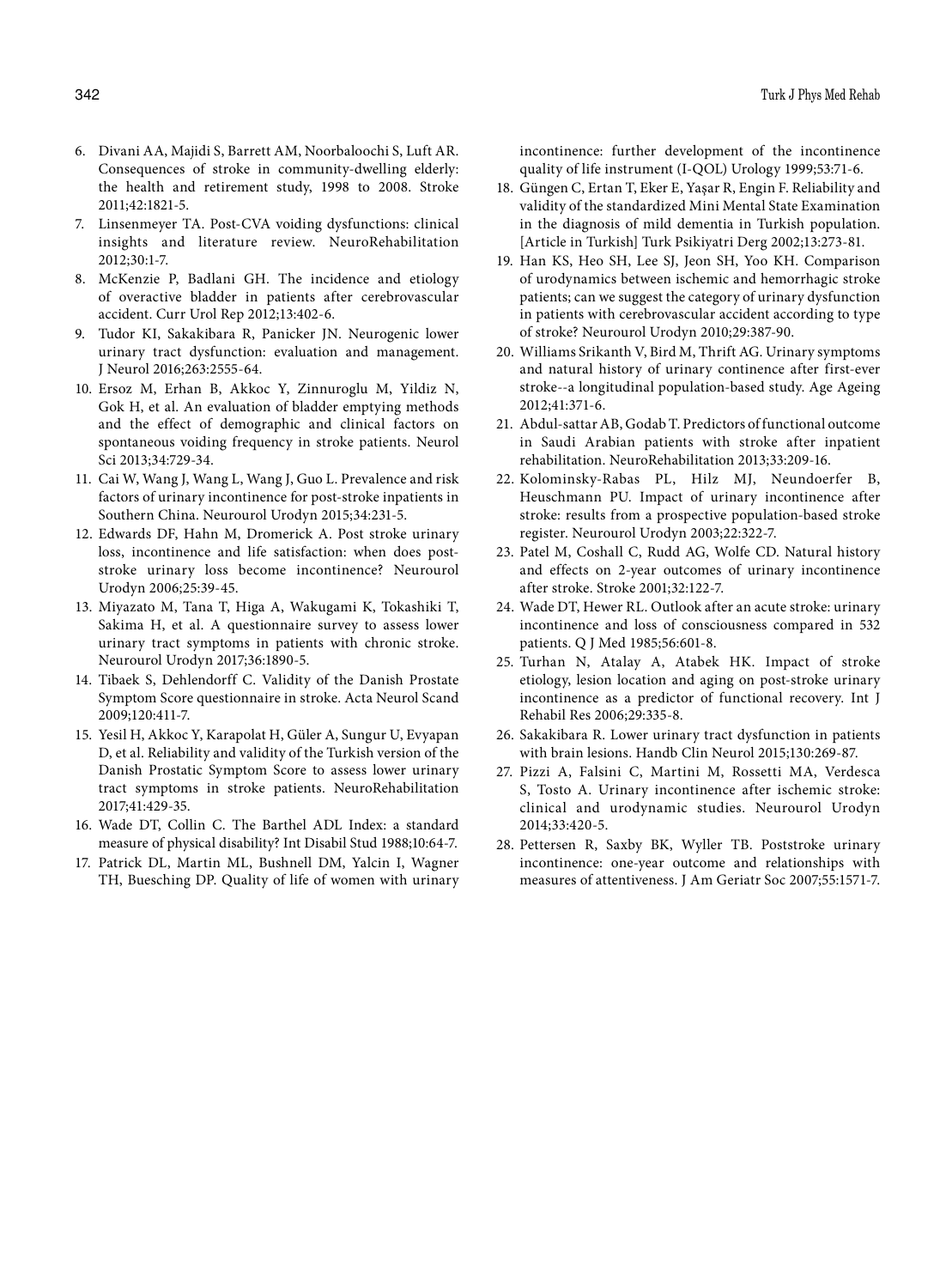6. Divani AA, Majidi S, Barrett AM, Noorbaloochi S, Luft AR. Consequences of stroke in community-dwelling elderly: the health and retirement study, 1998 to 2008. Stroke 2011;42:1821-5.
7. Linsenmeyer TA. Post-CVA voiding dysfunctions: clinical insights and literature review. NeuroRehabilitation 2012;30:1-7.
8. McKenzie P, Badlani GH. The incidence and etiology of overactive bladder in patients after cerebrovascular accident. Curr Urol Rep 2012;13:402-6.
9. Tudor KI, Sakakibara R, Panicker JN. Neurogenic lower urinary tract dysfunction: evaluation and management. J Neurol 2016;263:2555-64.
10. Ersoz M, Erhan B, Akkoc Y, Zinnuroglu M, Yildiz N, Gok H, et al. An evaluation of bladder emptying methods and the effect of demographic and clinical factors on spontaneous voiding frequency in stroke patients. Neurol Sci 2013;34:729-34.
11. Cai W, Wang J, Wang L, Wang J, Guo L. Prevalence and risk factors of urinary incontinence for post-stroke inpatients in Southern China. Neurourol Urodyn 2015;34:231-5.
12. Edwards DF, Hahn M, Dromerick A. Post stroke urinary loss, incontinence and life satisfaction: when does post-stroke urinary loss become incontinence? Neurourol Urodyn 2006;25:39-45.
13. Miyazato M, Tana T, Higa A, Wakugami K, Tokashiki T, Sakima H, et al. A questionnaire survey to assess lower urinary tract symptoms in patients with chronic stroke. Neurourol Urodyn 2017;36:1890-5.
14. Tibaek S, Dehlendorff C. Validity of the Danish Prostate Symptom Score questionnaire in stroke. Acta Neurol Scand 2009;120:411-7.
15. Yesil H, Akkoc Y, Karapolat H, Güler A, Sungur U, Evyapan D, et al. Reliability and validity of the Turkish version of the Danish Prostatic Symptom Score to assess lower urinary tract symptoms in stroke patients. NeuroRehabilitation 2017;41:429-35.
16. Wade DT, Collin C. The Barthel ADL Index: a standard measure of physical disability? Int Disabil Stud 1988;10:64-7.
17. Patrick DL, Martin ML, Bushnell DM, Yalcin I, Wagner TH, Buesching DP. Quality of life of women with urinary incontinence: further development of the incontinence quality of life instrument (I-QOL) Urology 1999;53:71-6.
18. Güngen C, Ertan T, Eker E, Yaşar R, Engin F. Reliability and validity of the standardized Mini Mental State Examination in the diagnosis of mild dementia in Turkish population. [Article in Turkish] Turk Psikiyatri Derg 2002;13:273-81.
19. Han KS, Heo SH, Lee SJ, Jeon SH, Yoo KH. Comparison of urodynamics between ischemic and hemorrhagic stroke patients; can we suggest the category of urinary dysfunction in patients with cerebrovascular accident according to type of stroke? Neurourol Urodyn 2010;29:387-90.
20. Williams Srikanth V, Bird M, Thrift AG. Urinary symptoms and natural history of urinary continence after first-ever stroke--a longitudinal population-based study. Age Ageing 2012;41:371-6.
21. Abdul-sattar AB, Godab T. Predictors of functional outcome in Saudi Arabian patients with stroke after inpatient rehabilitation. NeuroRehabilitation 2013;33:209-16.
22. Kolominsky-Rabas PL, Hilz MJ, Neundoerfer B, Heuschmann PU. Impact of urinary incontinence after stroke: results from a prospective population-based stroke register. Neurourol Urodyn 2003;22:322-7.
23. Patel M, Coshall C, Rudd AG, Wolfe CD. Natural history and effects on 2-year outcomes of urinary incontinence after stroke. Stroke 2001;32:122-7.
24. Wade DT, Hewer RL. Outlook after an acute stroke: urinary incontinence and loss of consciousness compared in 532 patients. Q J Med 1985;56:601-8.
25. Turhan N, Atalay A, Atabek HK. Impact of stroke etiology, lesion location and aging on post-stroke urinary incontinence as a predictor of functional recovery. Int J Rehabil Res 2006;29:335-8.
26. Sakakibara R. Lower urinary tract dysfunction in patients with brain lesions. Handb Clin Neurol 2015;130:269-87.
27. Pizzi A, Falsini C, Martini M, Rossetti MA, Verdesca S, Tosto A. Urinary incontinence after ischemic stroke: clinical and urodynamic studies. Neurourol Urodyn 2014;33:420-5.
28. Pettersen R, Saxby BK, Wyller TB. Poststroke urinary incontinence: one-year outcome and relationships with measures of attentiveness. J Am Geriatr Soc 2007;55:1571-7.